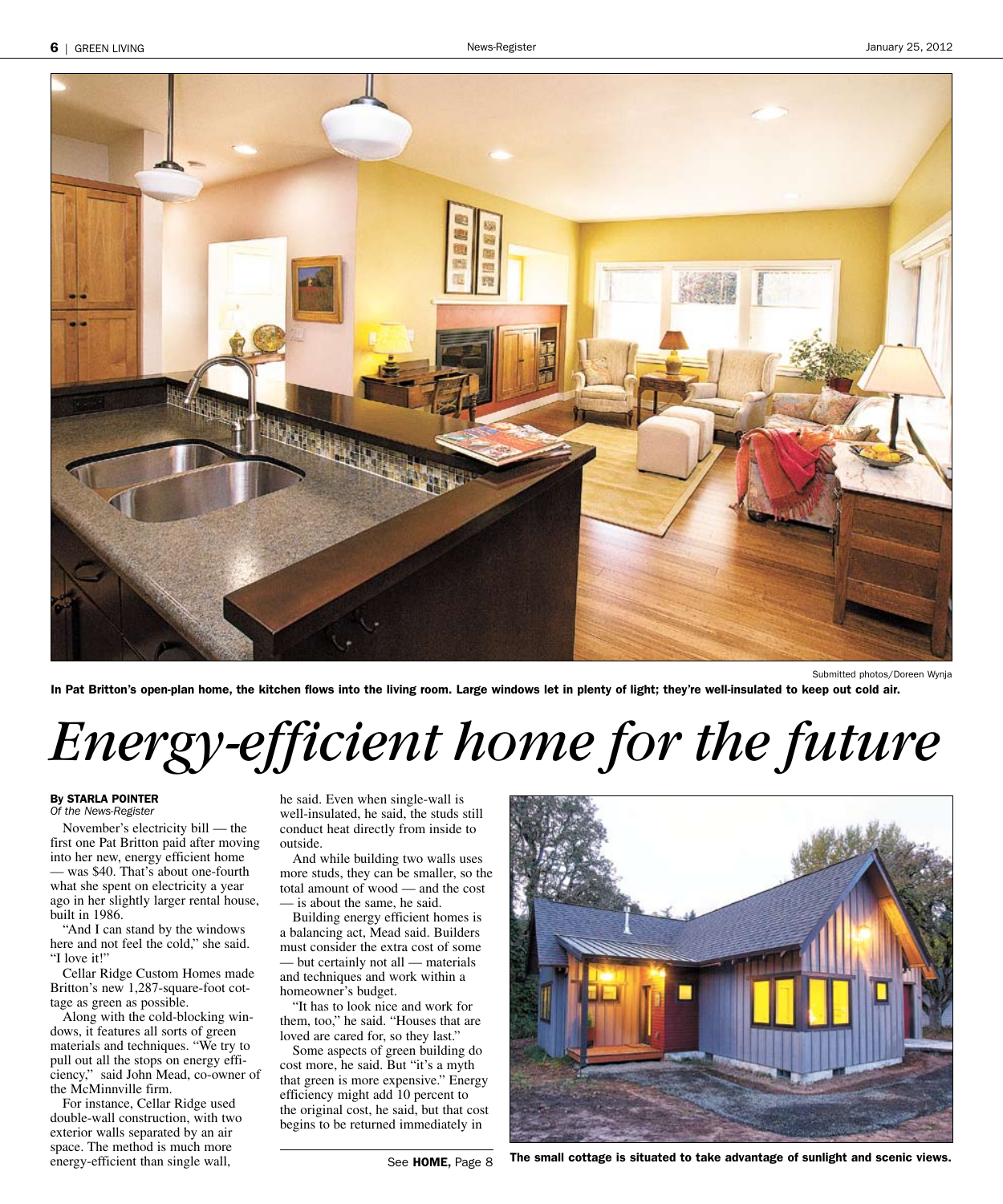Submitted photos/Doreen Wynja

**In Pat Britton's open-plan home, the kitchen flows into the living room. Large windows let in plenty of light; they're well-insulated to keep out cold air.**

# *Energy-efficient home for the future*

**By STARLA POINTER**
*Of the News-Register*

November's electricity bill — the first one Pat Britton paid after moving into her new, energy efficient home — was $40. That's about one-fourth what she spent on electricity a year ago in her slightly larger rental house, built in 1986.

"And I can stand by the windows here and not feel the cold," she said. "I love it!"

Cellar Ridge Custom Homes made Britton's new 1,287-square-foot cottage as green as possible.

Along with the cold-blocking windows, it features all sorts of green materials and techniques. "We try to pull out all the stops on energy efficiency," said John Mead, co-owner of the McMinnville firm.

For instance, Cellar Ridge used double-wall construction, with two exterior walls separated by an air space. The method is much more energy-efficient than single wall, he said. Even when single-wall is well-insulated, he said, the studs still conduct heat directly from inside to outside.

And while building two walls uses more studs, they can be smaller, so the total amount of wood — and the cost — is about the same, he said.

Building energy efficient homes is a balancing act, Mead said. Builders must consider the extra cost of some — but certainly not all — materials and techniques and work within a homeowner's budget.

"It has to look nice and work for them, too," he said. "Houses that are loved are cared for, so they last."

Some aspects of green building do cost more, he said. But "it's a myth that green is more expensive." Energy efficiency might add 10 percent to the original cost, he said, but that cost begins to be returned immediately in

See **HOME,** Page 8

**The small cottage is situated to take advantage of sunlight and scenic views.**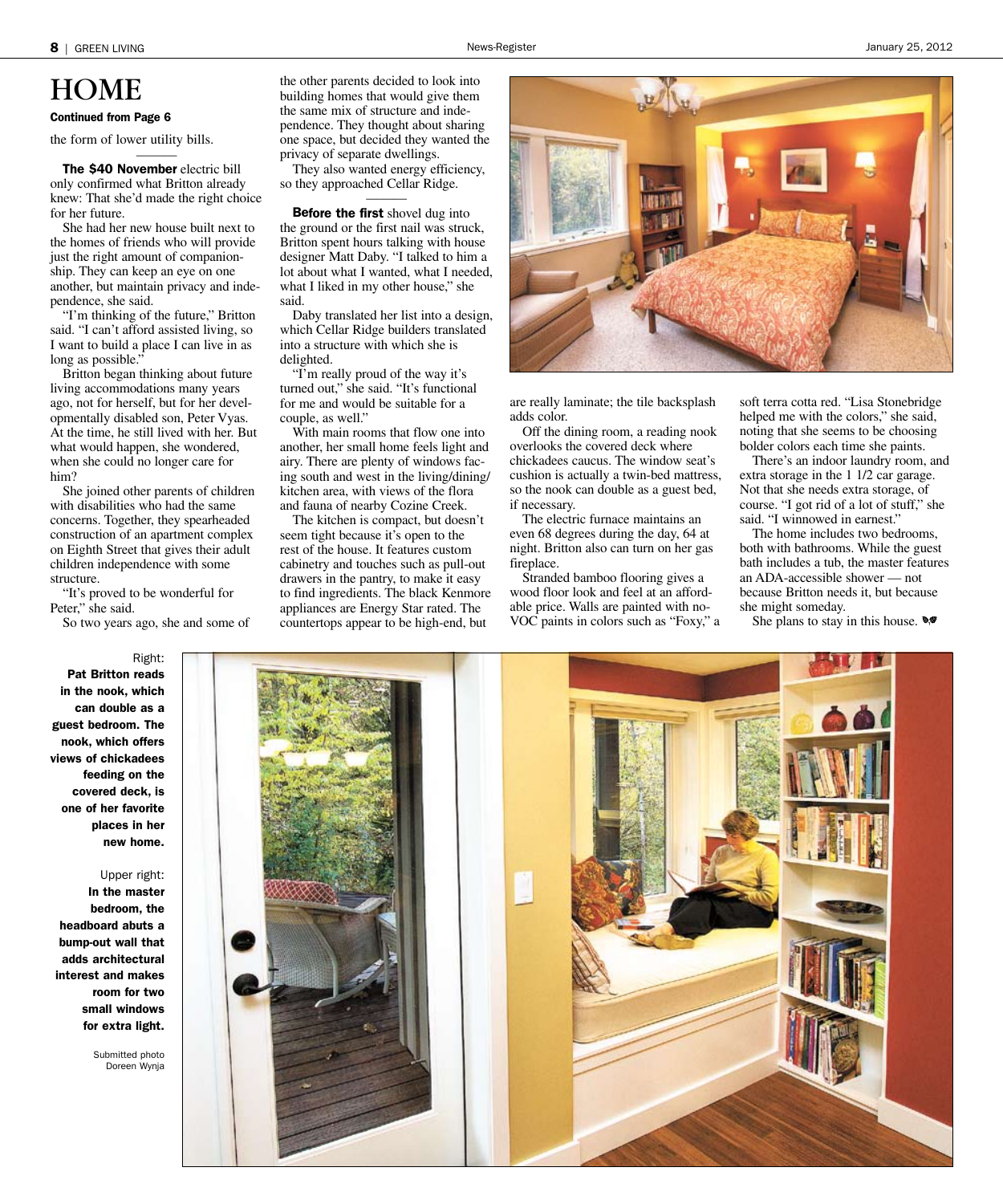# HOME

**Continued from Page 6**

the form of lower utility bills.

**The $40 November** electric bill only confirmed what Britton already knew: That she'd made the right choice for her future.

She had her new house built next to the homes of friends who will provide just the right amount of companionship. They can keep an eye on one another, but maintain privacy and independence, she said.

"I'm thinking of the future," Britton said. "I can't afford assisted living, so I want to build a place I can live in as long as possible."

Britton began thinking about future living accommodations many years ago, not for herself, but for her developmentally disabled son, Peter Vyas. At the time, he still lived with her. But what would happen, she wondered, when she could no longer care for him?

She joined other parents of children with disabilities who had the same concerns. Together, they spearheaded construction of an apartment complex on Eighth Street that gives their adult children independence with some structure.

"It's proved to be wonderful for Peter," she said.

So two years ago, she and some of the other parents decided to look into building homes that would give them the same mix of structure and independence. They thought about sharing one space, but decided they wanted the privacy of separate dwellings.

They also wanted energy efficiency, so they approached Cellar Ridge.

**Before the first** shovel dug into the ground or the first nail was struck, Britton spent hours talking with house designer Matt Daby. "I talked to him a lot about what I wanted, what I needed, what I liked in my other house," she said.

Daby translated her list into a design, which Cellar Ridge builders translated into a structure with which she is delighted.

"I'm really proud of the way it's turned out," she said. "It's functional for me and would be suitable for a couple, as well."

With main rooms that flow one into another, her small home feels light and airy. There are plenty of windows facing south and west in the living/dining/kitchen area, with views of the flora and fauna of nearby Cozine Creek.

The kitchen is compact, but doesn't seem tight because it's open to the rest of the house. It features custom cabinetry and touches such as pull-out drawers in the pantry, to make it easy to find ingredients. The black Kenmore appliances are Energy Star rated. The countertops appear to be high-end, but are really laminate; the tile backsplash adds color.

Off the dining room, a reading nook overlooks the covered deck where chickadees caucus. The window seat's cushion is actually a twin-bed mattress, so the nook can double as a guest bed, if necessary.

The electric furnace maintains an even 68 degrees during the day, 64 at night. Britton also can turn on her gas fireplace.

Stranded bamboo flooring gives a wood floor look and feel at an affordable price. Walls are painted with no-VOC paints in colors such as "Foxy," a soft terra cotta red. "Lisa Stonebridge helped me with the colors," she said, noting that she seems to be choosing bolder colors each time she paints.

There's an indoor laundry room, and extra storage in the 1 1/2 car garage. Not that she needs extra storage, of course. "I got rid of a lot of stuff," she said. "I winnowed in earnest."

The home includes two bedrooms, both with bathrooms. While the guest bath includes a tub, the master features an ADA-accessible shower — not because Britton needs it, but because she might someday.

She plans to stay in this house.

Right: **Pat Britton reads in the nook, which can double as a guest bedroom. The nook, which offers views of chickadees feeding on the covered deck, is one of her favorite places in her new home.**

Upper right: **In the master bedroom, the headboard abuts a bump-out wall that adds architectural interest and makes room for two small windows for extra light.**

Submitted photo
Doreen Wynja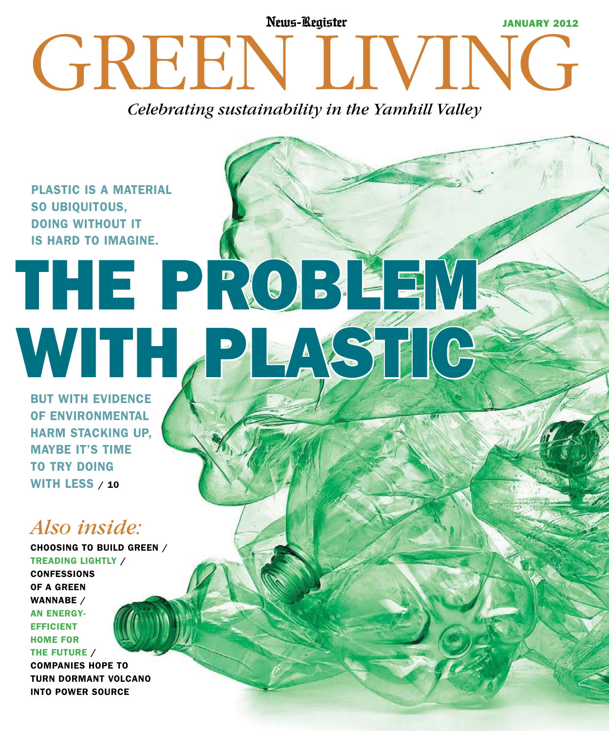News-Register

JANUARY 2012

# GREEN LIVING

*Celebrating sustainability in the Yamhill Valley*

**PLASTIC IS A MATERIAL SO UBIQUITOUS, DOING WITHOUT IT IS HARD TO IMAGINE.**

## THE PROBLEM WITH PLASTIC

**BUT WITH EVIDENCE OF ENVIRONMENTAL HARM STACKING UP, MAYBE IT'S TIME TO TRY DOING WITH LESS** / 10

*Also inside:*

**CHOOSING TO BUILD GREEN** / **TREADING LIGHTLY** / **CONFESSIONS OF A GREEN WANNABE** / **AN ENERGY-EFFICIENT HOME FOR THE FUTURE** / **COMPANIES HOPE TO TURN DORMANT VOLCANO INTO POWER SOURCE**